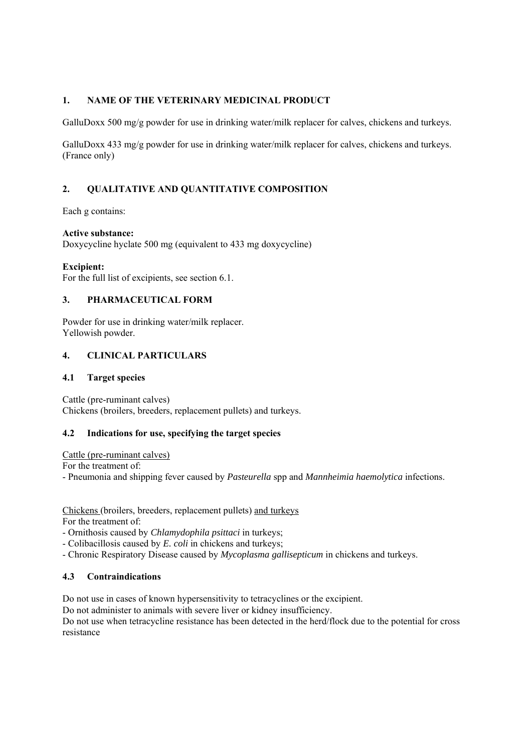## 1. NAME OF THE VETERINARY MEDICINAL PRODUCT

GalluDoxx 500 mg/g powder for use in drinking water/milk replacer for calves, chickens and turkeys.

GalluDoxx 433 mg/g powder for use in drinking water/milk replacer for calves, chickens and turkeys. (France only)

## 2. QUALITATIVE AND QUANTITATIVE COMPOSITION

Each g contains:

**Active substance:**
Doxycycline hyclate 500 mg (equivalent to 433 mg doxycycline)

**Excipient:**
For the full list of excipients, see section 6.1.

## 3. PHARMACEUTICAL FORM

Powder for use in drinking water/milk replacer.
Yellowish powder.

## 4. CLINICAL PARTICULARS

### 4.1 Target species

Cattle (pre-ruminant calves)
Chickens (broilers, breeders, replacement pullets) and turkeys.

### 4.2 Indications for use, specifying the target species

Cattle (pre-ruminant calves)
For the treatment of:
- Pneumonia and shipping fever caused by *Pasteurella* spp and *Mannheimia haemolytica* infections.

Chickens (broilers, breeders, replacement pullets) and turkeys
For the treatment of:
- Ornithosis caused by *Chlamydophila psittaci* in turkeys;
- Colibacillosis caused by *E. coli* in chickens and turkeys;
- Chronic Respiratory Disease caused by *Mycoplasma gallisepticum* in chickens and turkeys.

### 4.3 Contraindications

Do not use in cases of known hypersensitivity to tetracyclines or the excipient.
Do not administer to animals with severe liver or kidney insufficiency.
Do not use when tetracycline resistance has been detected in the herd/flock due to the potential for cross resistance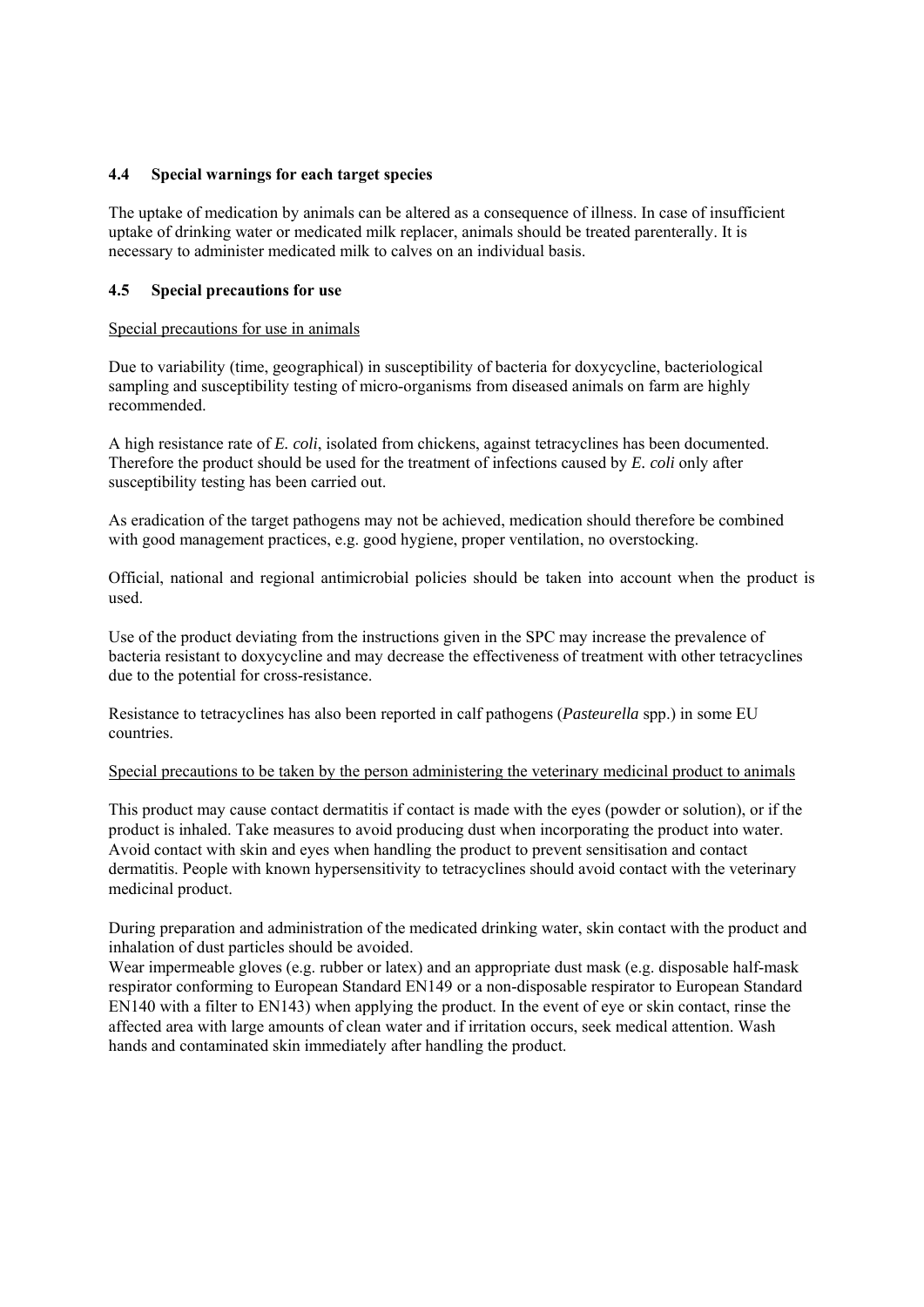### 4.4 Special warnings for each target species

The uptake of medication by animals can be altered as a consequence of illness. In case of insufficient uptake of drinking water or medicated milk replacer, animals should be treated parenterally. It is necessary to administer medicated milk to calves on an individual basis.

### 4.5 Special precautions for use

Special precautions for use in animals

Due to variability (time, geographical) in susceptibility of bacteria for doxycycline, bacteriological sampling and susceptibility testing of micro-organisms from diseased animals on farm are highly recommended.

A high resistance rate of *E. coli*, isolated from chickens, against tetracyclines has been documented. Therefore the product should be used for the treatment of infections caused by *E. coli* only after susceptibility testing has been carried out.

As eradication of the target pathogens may not be achieved, medication should therefore be combined with good management practices, e.g. good hygiene, proper ventilation, no overstocking.

Official, national and regional antimicrobial policies should be taken into account when the product is used.

Use of the product deviating from the instructions given in the SPC may increase the prevalence of bacteria resistant to doxycycline and may decrease the effectiveness of treatment with other tetracyclines due to the potential for cross-resistance.

Resistance to tetracyclines has also been reported in calf pathogens (*Pasteurella* spp.) in some EU countries.

Special precautions to be taken by the person administering the veterinary medicinal product to animals

This product may cause contact dermatitis if contact is made with the eyes (powder or solution), or if the product is inhaled. Take measures to avoid producing dust when incorporating the product into water. Avoid contact with skin and eyes when handling the product to prevent sensitisation and contact dermatitis. People with known hypersensitivity to tetracyclines should avoid contact with the veterinary medicinal product.

During preparation and administration of the medicated drinking water, skin contact with the product and inhalation of dust particles should be avoided.
Wear impermeable gloves (e.g. rubber or latex) and an appropriate dust mask (e.g. disposable half-mask respirator conforming to European Standard EN149 or a non-disposable respirator to European Standard EN140 with a filter to EN143) when applying the product. In the event of eye or skin contact, rinse the affected area with large amounts of clean water and if irritation occurs, seek medical attention. Wash hands and contaminated skin immediately after handling the product.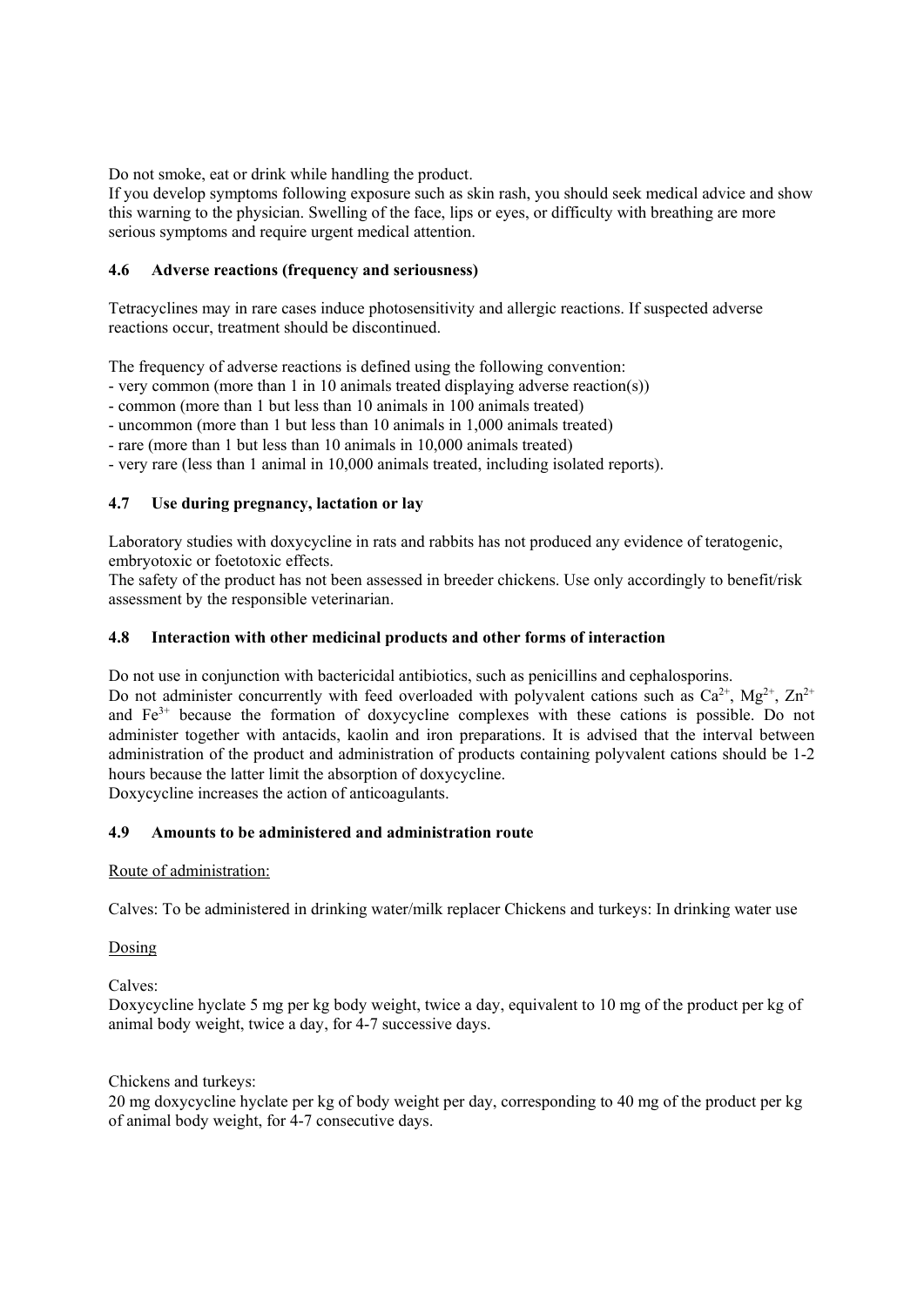Do not smoke, eat or drink while handling the product.
If you develop symptoms following exposure such as skin rash, you should seek medical advice and show this warning to the physician. Swelling of the face, lips or eyes, or difficulty with breathing are more serious symptoms and require urgent medical attention.

## 4.6 Adverse reactions (frequency and seriousness)

Tetracyclines may in rare cases induce photosensitivity and allergic reactions. If suspected adverse reactions occur, treatment should be discontinued.

The frequency of adverse reactions is defined using the following convention:
- very common (more than 1 in 10 animals treated displaying adverse reaction(s))
- common (more than 1 but less than 10 animals in 100 animals treated)
- uncommon (more than 1 but less than 10 animals in 1,000 animals treated)
- rare (more than 1 but less than 10 animals in 10,000 animals treated)
- very rare (less than 1 animal in 10,000 animals treated, including isolated reports).

## 4.7 Use during pregnancy, lactation or lay

Laboratory studies with doxycycline in rats and rabbits has not produced any evidence of teratogenic, embryotoxic or foetotoxic effects.
The safety of the product has not been assessed in breeder chickens. Use only accordingly to benefit/risk assessment by the responsible veterinarian.

## 4.8 Interaction with other medicinal products and other forms of interaction

Do not use in conjunction with bactericidal antibiotics, such as penicillins and cephalosporins.
Do not administer concurrently with feed overloaded with polyvalent cations such as $Ca^{2+}$, $Mg^{2+}$, $Zn^{2+}$ and $Fe^{3+}$ because the formation of doxycycline complexes with these cations is possible. Do not administer together with antacids, kaolin and iron preparations. It is advised that the interval between administration of the product and administration of products containing polyvalent cations should be 1-2 hours because the latter limit the absorption of doxycycline.
Doxycycline increases the action of anticoagulants.

## 4.9 Amounts to be administered and administration route

Route of administration:

Calves: To be administered in drinking water/milk replacer Chickens and turkeys: In drinking water use

Dosing

Calves:
Doxycycline hyclate 5 mg per kg body weight, twice a day, equivalent to 10 mg of the product per kg of animal body weight, twice a day, for 4-7 successive days.

Chickens and turkeys:
20 mg doxycycline hyclate per kg of body weight per day, corresponding to 40 mg of the product per kg of animal body weight, for 4-7 consecutive days.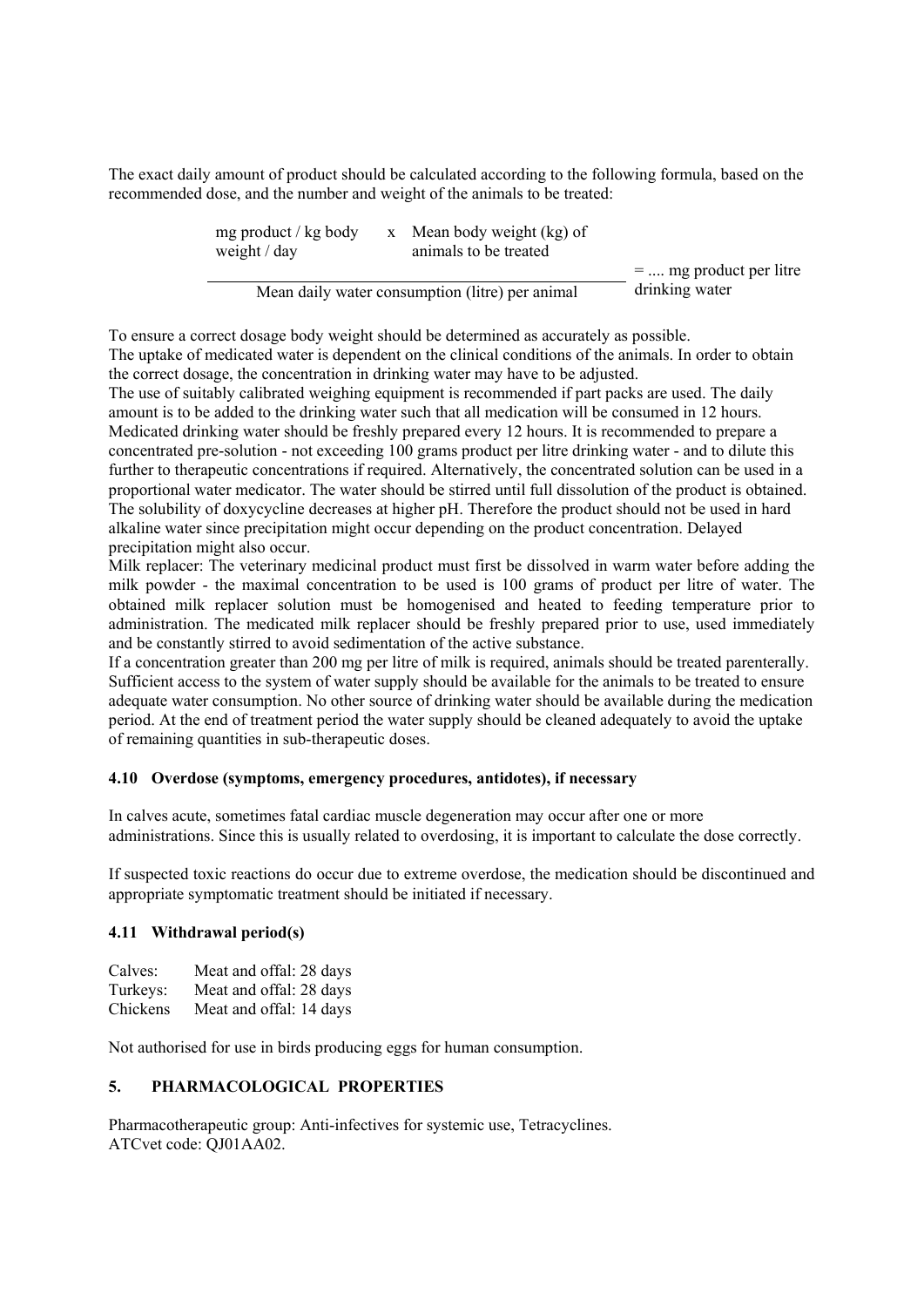The exact daily amount of product should be calculated according to the following formula, based on the recommended dose, and the number and weight of the animals to be treated:

$$\frac{\text{mg product / kg body weight / day} \times \text{Mean body weight (kg) of animals to be treated}}{\text{Mean daily water consumption (litre) per animal}} = \text{.... mg product per litre drinking water}$$

To ensure a correct dosage body weight should be determined as accurately as possible.
The uptake of medicated water is dependent on the clinical conditions of the animals. In order to obtain the correct dosage, the concentration in drinking water may have to be adjusted.
The use of suitably calibrated weighing equipment is recommended if part packs are used. The daily amount is to be added to the drinking water such that all medication will be consumed in 12 hours. Medicated drinking water should be freshly prepared every 12 hours. It is recommended to prepare a concentrated pre-solution - not exceeding 100 grams product per litre drinking water - and to dilute this further to therapeutic concentrations if required. Alternatively, the concentrated solution can be used in a proportional water medicator. The water should be stirred until full dissolution of the product is obtained.
The solubility of doxycycline decreases at higher pH. Therefore the product should not be used in hard alkaline water since precipitation might occur depending on the product concentration. Delayed precipitation might also occur.
Milk replacer: The veterinary medicinal product must first be dissolved in warm water before adding the milk powder - the maximal concentration to be used is 100 grams of product per litre of water. The obtained milk replacer solution must be homogenised and heated to feeding temperature prior to administration. The medicated milk replacer should be freshly prepared prior to use, used immediately and be constantly stirred to avoid sedimentation of the active substance.
If a concentration greater than 200 mg per litre of milk is required, animals should be treated parenterally.
Sufficient access to the system of water supply should be available for the animals to be treated to ensure adequate water consumption. No other source of drinking water should be available during the medication period. At the end of treatment period the water supply should be cleaned adequately to avoid the uptake of remaining quantities in sub-therapeutic doses.

### 4.10 Overdose (symptoms, emergency procedures, antidotes), if necessary

In calves acute, sometimes fatal cardiac muscle degeneration may occur after one or more administrations. Since this is usually related to overdosing, it is important to calculate the dose correctly.

If suspected toxic reactions do occur due to extreme overdose, the medication should be discontinued and appropriate symptomatic treatment should be initiated if necessary.

### 4.11 Withdrawal period(s)

Calves: Meat and offal: 28 days
Turkeys: Meat and offal: 28 days
Chickens Meat and offal: 14 days

Not authorised for use in birds producing eggs for human consumption.

## 5. PHARMACOLOGICAL PROPERTIES

Pharmacotherapeutic group: Anti-infectives for systemic use, Tetracyclines.
ATCvet code: QJ01AA02.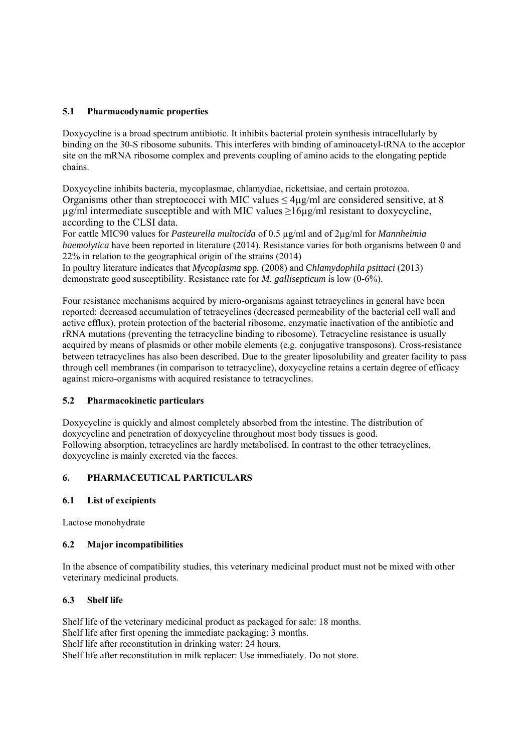### 5.1 Pharmacodynamic properties

Doxycycline is a broad spectrum antibiotic. It inhibits bacterial protein synthesis intracellularly by binding on the 30-S ribosome subunits. This interferes with binding of aminoacetyl-tRNA to the acceptor site on the mRNA ribosome complex and prevents coupling of amino acids to the elongating peptide chains.

Doxycycline inhibits bacteria, mycoplasmae, chlamydiae, rickettsiae, and certain protozoa.
Organisms other than streptococci with MIC values ≤ 4µg/ml are considered sensitive, at 8 µg/ml intermediate susceptible and with MIC values ≥16µg/ml resistant to doxycycline, according to the CLSI data.
For cattle MIC90 values for *Pasteurella multocida* of 0.5 µg/ml and of 2µg/ml for *Mannheimia haemolytica* have been reported in literature (2014). Resistance varies for both organisms between 0 and 22% in relation to the geographical origin of the strains (2014)
In poultry literature indicates that *Mycoplasma* spp. (2008) and *Chlamydophila psittaci* (2013) demonstrate good susceptibility. Resistance rate for *M. gallisepticum* is low (0-6%).

Four resistance mechanisms acquired by micro-organisms against tetracyclines in general have been reported: decreased accumulation of tetracyclines (decreased permeability of the bacterial cell wall and active efflux), protein protection of the bacterial ribosome, enzymatic inactivation of the antibiotic and rRNA mutations (preventing the tetracycline binding to ribosome). Tetracycline resistance is usually acquired by means of plasmids or other mobile elements (e.g. conjugative transposons). Cross-resistance between tetracyclines has also been described. Due to the greater liposolubility and greater facility to pass through cell membranes (in comparison to tetracycline), doxycycline retains a certain degree of efficacy against micro-organisms with acquired resistance to tetracyclines.

### 5.2 Pharmacokinetic particulars

Doxycycline is quickly and almost completely absorbed from the intestine. The distribution of doxycycline and penetration of doxycycline throughout most body tissues is good.
Following absorption, tetracyclines are hardly metabolised. In contrast to the other tetracyclines, doxycycline is mainly excreted via the faeces.

## 6. PHARMACEUTICAL PARTICULARS

### 6.1 List of excipients

Lactose monohydrate

### 6.2 Major incompatibilities

In the absence of compatibility studies, this veterinary medicinal product must not be mixed with other veterinary medicinal products.

### 6.3 Shelf life

Shelf life of the veterinary medicinal product as packaged for sale: 18 months.
Shelf life after first opening the immediate packaging: 3 months.
Shelf life after reconstitution in drinking water: 24 hours.
Shelf life after reconstitution in milk replacer: Use immediately. Do not store.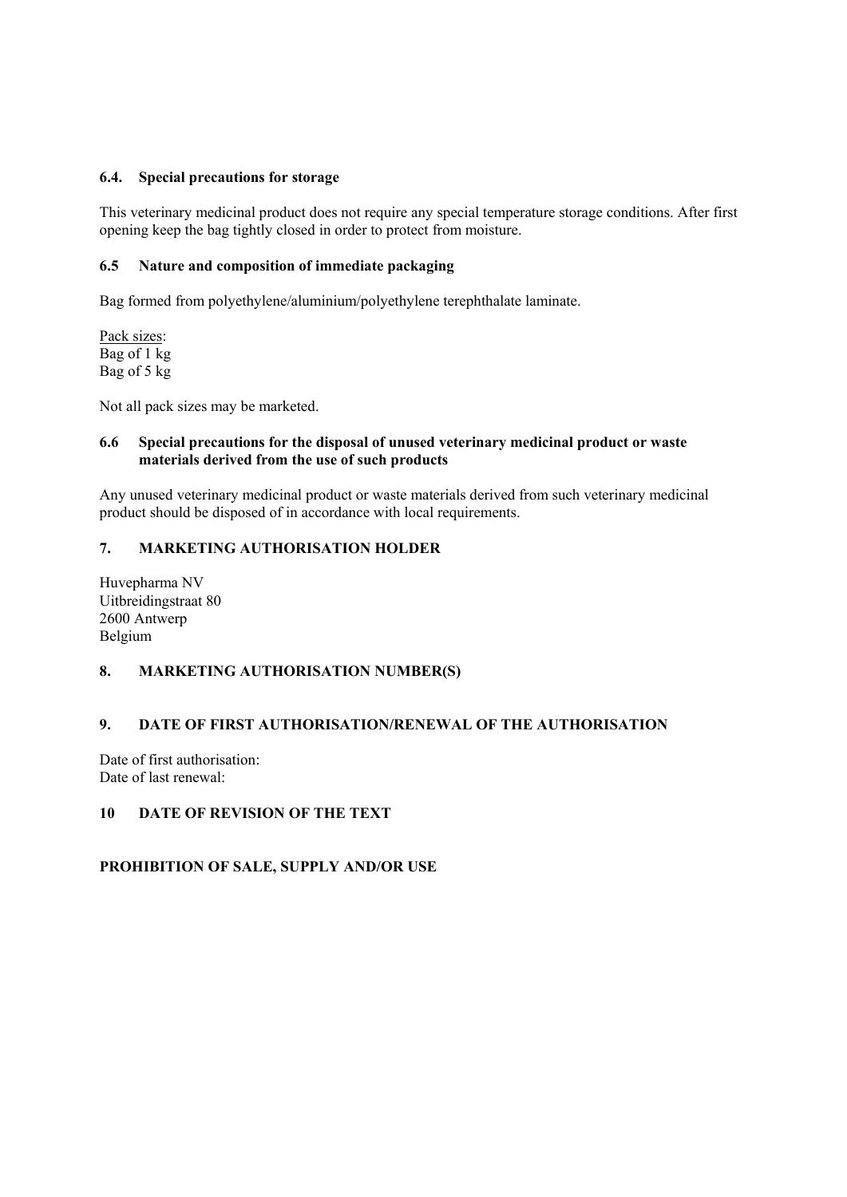### 6.4. Special precautions for storage

This veterinary medicinal product does not require any special temperature storage conditions. After first opening keep the bag tightly closed in order to protect from moisture.

### 6.5 Nature and composition of immediate packaging

Bag formed from polyethylene/aluminium/polyethylene terephthalate laminate.

<u>Pack sizes</u>:
Bag of 1 kg
Bag of 5 kg

Not all pack sizes may be marketed.

### 6.6 Special precautions for the disposal of unused veterinary medicinal product or waste materials derived from the use of such products

Any unused veterinary medicinal product or waste materials derived from such veterinary medicinal product should be disposed of in accordance with local requirements.

## 7. MARKETING AUTHORISATION HOLDER

Huvepharma NV
Uitbreidingstraat 80
2600 Antwerp
Belgium

## 8. MARKETING AUTHORISATION NUMBER(S)

## 9. DATE OF FIRST AUTHORISATION/RENEWAL OF THE AUTHORISATION

Date of first authorisation:
Date of last renewal:

## 10 DATE OF REVISION OF THE TEXT

## PROHIBITION OF SALE, SUPPLY AND/OR USE